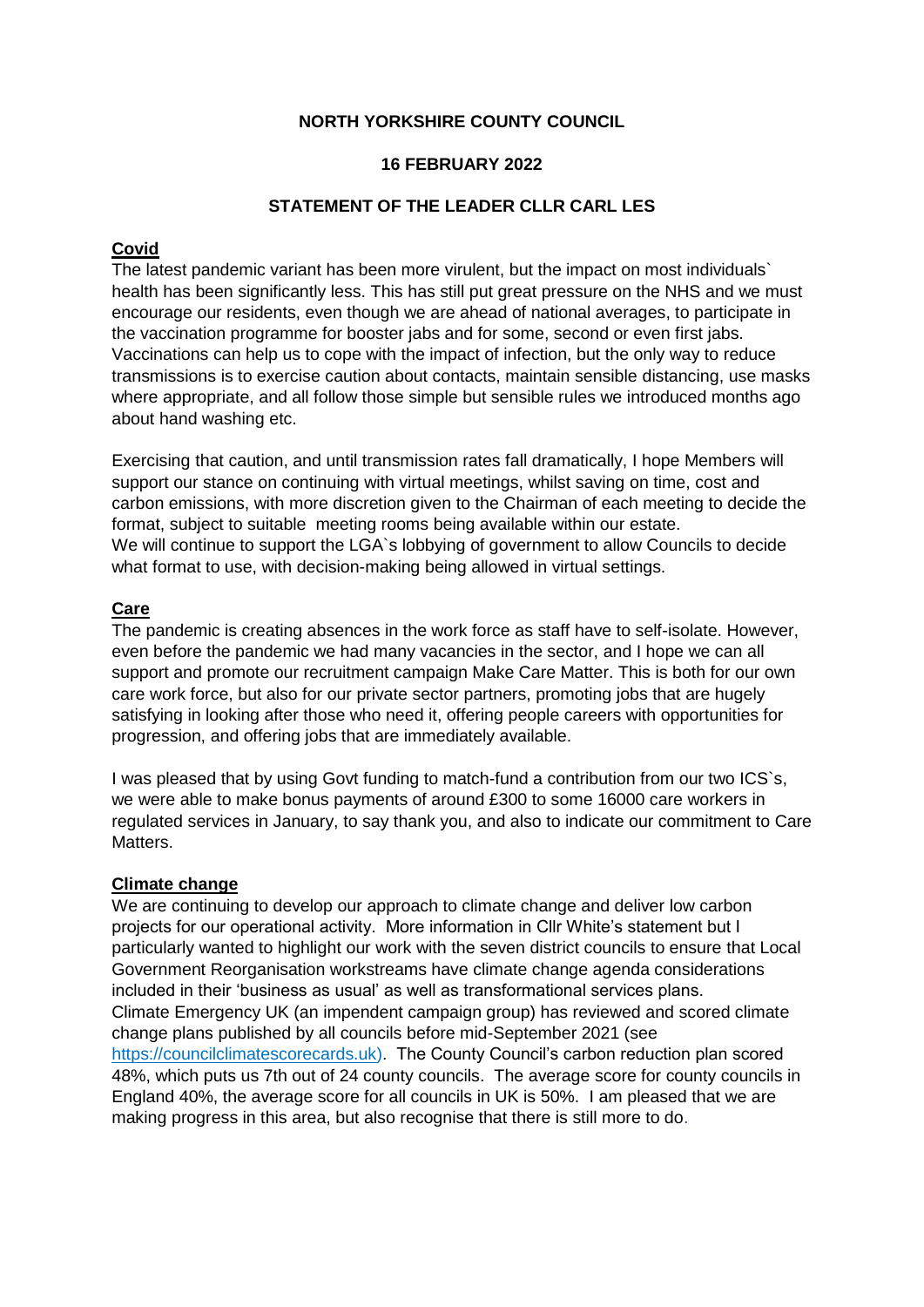**NORTH YORKSHIRE COUNTY COUNCIL**

**16 FEBRUARY 2022**

**STATEMENT OF THE LEADER CLLR CARL LES**

**Covid**

The latest pandemic variant has been more virulent, but the impact on most individuals` health has been significantly less. This has still put great pressure on the NHS and we must encourage our residents, even though we are ahead of national averages, to participate in the vaccination programme for booster jabs and for some, second or even first jabs. Vaccinations can help us to cope with the impact of infection, but the only way to reduce transmissions is to exercise caution about contacts, maintain sensible distancing, use masks where appropriate, and all follow those simple but sensible rules we introduced months ago about hand washing etc.

Exercising that caution, and until transmission rates fall dramatically, I hope Members will support our stance on continuing with virtual meetings, whilst saving on time, cost and carbon emissions, with more discretion given to the Chairman of each meeting to decide the format, subject to suitable meeting rooms being available within our estate.
We will continue to support the LGA`s lobbying of government to allow Councils to decide what format to use, with decision-making being allowed in virtual settings.

**Care**

The pandemic is creating absences in the work force as staff have to self-isolate. However, even before the pandemic we had many vacancies in the sector, and I hope we can all support and promote our recruitment campaign Make Care Matter. This is both for our own care work force, but also for our private sector partners, promoting jobs that are hugely satisfying in looking after those who need it, offering people careers with opportunities for progression, and offering jobs that are immediately available.

I was pleased that by using Govt funding to match-fund a contribution from our two ICS`s, we were able to make bonus payments of around £300 to some 16000 care workers in regulated services in January, to say thank you, and also to indicate our commitment to Care Matters.

**Climate change**

We are continuing to develop our approach to climate change and deliver low carbon projects for our operational activity. More information in Cllr White's statement but I particularly wanted to highlight our work with the seven district councils to ensure that Local Government Reorganisation workstreams have climate change agenda considerations included in their 'business as usual' as well as transformational services plans.
Climate Emergency UK (an impendent campaign group) has reviewed and scored climate change plans published by all councils before mid-September 2021 (see https://councilclimatescorecards.uk). The County Council's carbon reduction plan scored 48%, which puts us 7th out of 24 county councils. The average score for county councils in England 40%, the average score for all councils in UK is 50%. I am pleased that we are making progress in this area, but also recognise that there is still more to do.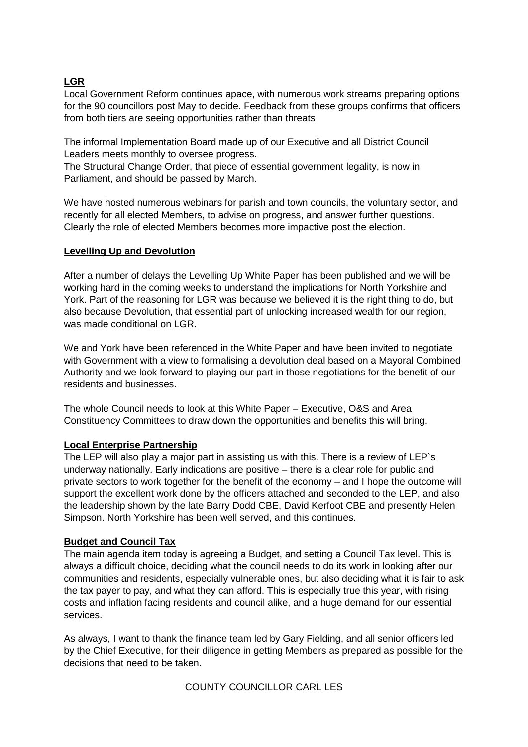**LGR**

Local Government Reform continues apace, with numerous work streams preparing options for the 90 councillors post May to decide. Feedback from these groups confirms that officers from both tiers are seeing opportunities rather than threats

The informal Implementation Board made up of our Executive and all District Council Leaders meets monthly to oversee progress.

The Structural Change Order, that piece of essential government legality, is now in Parliament, and should be passed by March.

We have hosted numerous webinars for parish and town councils, the voluntary sector, and recently for all elected Members, to advise on progress, and answer further questions. Clearly the role of elected Members becomes more impactive post the election.

**Levelling Up and Devolution**

After a number of delays the Levelling Up White Paper has been published and we will be working hard in the coming weeks to understand the implications for North Yorkshire and York. Part of the reasoning for LGR was because we believed it is the right thing to do, but also because Devolution, that essential part of unlocking increased wealth for our region, was made conditional on LGR.

We and York have been referenced in the White Paper and have been invited to negotiate with Government with a view to formalising a devolution deal based on a Mayoral Combined Authority and we look forward to playing our part in those negotiations for the benefit of our residents and businesses.

The whole Council needs to look at this White Paper – Executive, O&S and Area Constituency Committees to draw down the opportunities and benefits this will bring.

**Local Enterprise Partnership**

The LEP will also play a major part in assisting us with this. There is a review of LEP`s underway nationally. Early indications are positive – there is a clear role for public and private sectors to work together for the benefit of the economy – and I hope the outcome will support the excellent work done by the officers attached and seconded to the LEP, and also the leadership shown by the late Barry Dodd CBE, David Kerfoot CBE and presently Helen Simpson. North Yorkshire has been well served, and this continues.

**Budget and Council Tax**

The main agenda item today is agreeing a Budget, and setting a Council Tax level. This is always a difficult choice, deciding what the council needs to do its work in looking after our communities and residents, especially vulnerable ones, but also deciding what it is fair to ask the tax payer to pay, and what they can afford. This is especially true this year, with rising costs and inflation facing residents and council alike, and a huge demand for our essential services.

As always, I want to thank the finance team led by Gary Fielding, and all senior officers led by the Chief Executive, for their diligence in getting Members as prepared as possible for the decisions that need to be taken.

COUNTY COUNCILLOR CARL LES